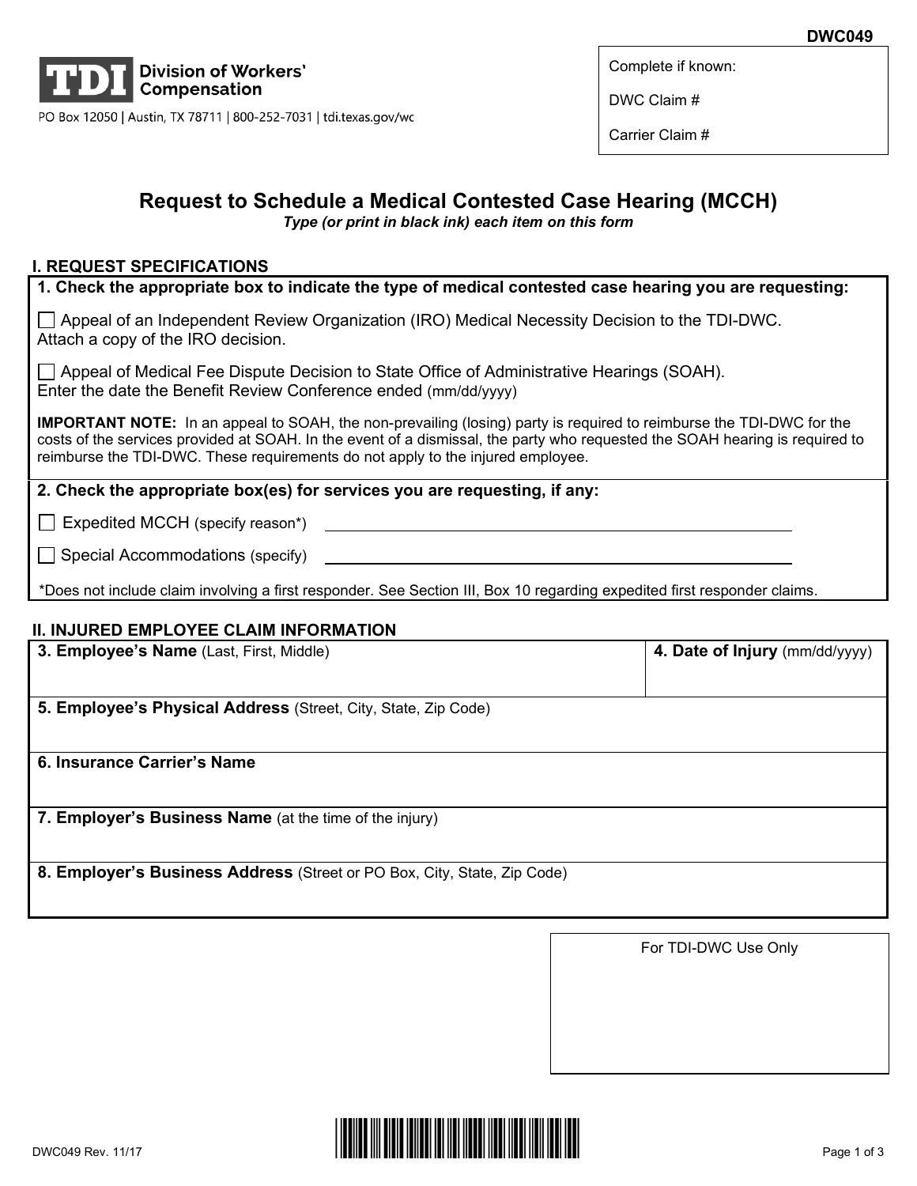DWC049

**TDI** Division of Workers' Compensation

PO Box 12050 | Austin, TX 78711 | 800-252-7031 | tdi.texas.gov/wc

Complete if known:

DWC Claim #

Carrier Claim #

# Request to Schedule a Medical Contested Case Hearing (MCCH)

*Type (or print in black ink) each item on this form*

## I. REQUEST SPECIFICATIONS

**1. Check the appropriate box to indicate the type of medical contested case hearing you are requesting:**

☐ Appeal of an Independent Review Organization (IRO) Medical Necessity Decision to the TDI-DWC. Attach a copy of the IRO decision.

☐ Appeal of Medical Fee Dispute Decision to State Office of Administrative Hearings (SOAH). Enter the date the Benefit Review Conference ended (mm/dd/yyyy)

**IMPORTANT NOTE:** In an appeal to SOAH, the non-prevailing (losing) party is required to reimburse the TDI-DWC for the costs of the services provided at SOAH. In the event of a dismissal, the party who requested the SOAH hearing is required to reimburse the TDI-DWC. These requirements do not apply to the injured employee.

**2. Check the appropriate box(es) for services you are requesting, if any:**

☐ Expedited MCCH (specify reason*) ______________________________

☐ Special Accommodations (specify) ______________________________

*Does not include claim involving a first responder. See Section III, Box 10 regarding expedited first responder claims.

## II. INJURED EMPLOYEE CLAIM INFORMATION

| | |
|---|---|
| **3. Employee's Name** (Last, First, Middle) | **4. Date of Injury** (mm/dd/yyyy) |
| **5. Employee's Physical Address** (Street, City, State, Zip Code) | |
| **6. Insurance Carrier's Name** | |
| **7. Employer's Business Name** (at the time of the injury) | |
| **8. Employer's Business Address** (Street or PO Box, City, State, Zip Code) | |

For TDI-DWC Use Only

DWC049 Rev. 11/17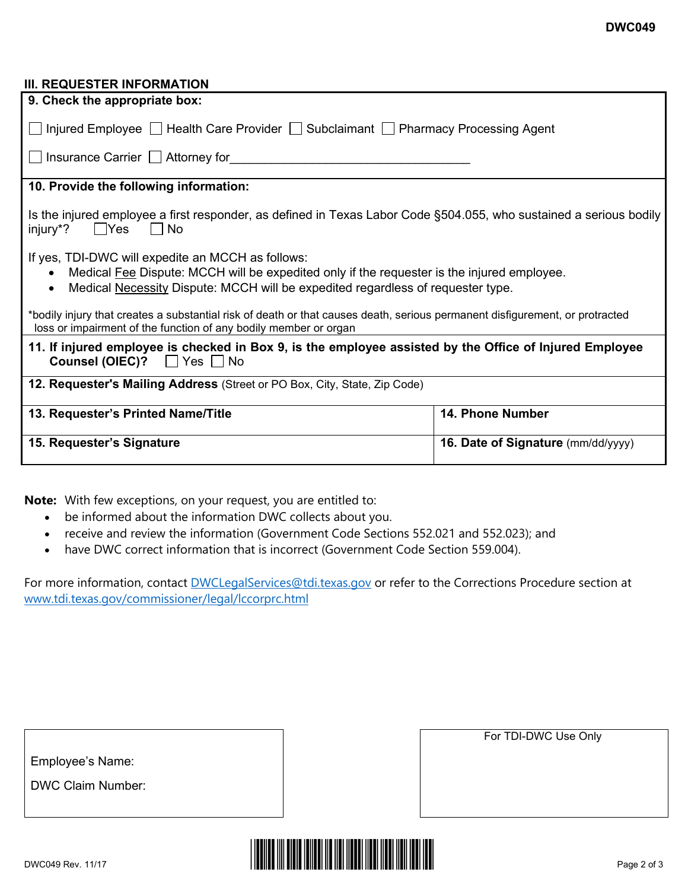## III. REQUESTER INFORMATION

**9. Check the appropriate box:**

☐ Injured Employee ☐ Health Care Provider ☐ Subclaimant ☐ Pharmacy Processing Agent

☐ Insurance Carrier ☐ Attorney for___________________________________

**10. Provide the following information:**

Is the injured employee a first responder, as defined in Texas Labor Code §504.055, who sustained a serious bodily injury*? ☐ Yes ☐ No

If yes, TDI-DWC will expedite an MCCH as follows:

- Medical Fee Dispute: MCCH will be expedited only if the requester is the injured employee.
- Medical Necessity Dispute: MCCH will be expedited regardless of requester type.

*bodily injury that creates a substantial risk of death or that causes death, serious permanent disfigurement, or protracted loss or impairment of the function of any bodily member or organ

**11. If injured employee is checked in Box 9, is the employee assisted by the Office of Injured Employee Counsel (OIEC)?** ☐ Yes ☐ No

**12. Requester's Mailing Address** (Street or PO Box, City, State, Zip Code)

| | |
|---|---|
| **13. Requester's Printed Name/Title** | **14. Phone Number** |
| **15. Requester's Signature** | **16. Date of Signature** (mm/dd/yyyy) |

**Note:** With few exceptions, on your request, you are entitled to:

- be informed about the information DWC collects about you.
- receive and review the information (Government Code Sections 552.021 and 552.023); and
- have DWC correct information that is incorrect (Government Code Section 559.004).

For more information, contact DWCLegalServices@tdi.texas.gov or refer to the Corrections Procedure section at www.tdi.texas.gov/commissioner/legal/lccorprc.html

Employee's Name:

DWC Claim Number:

For TDI-DWC Use Only

DWC049 Rev. 11/17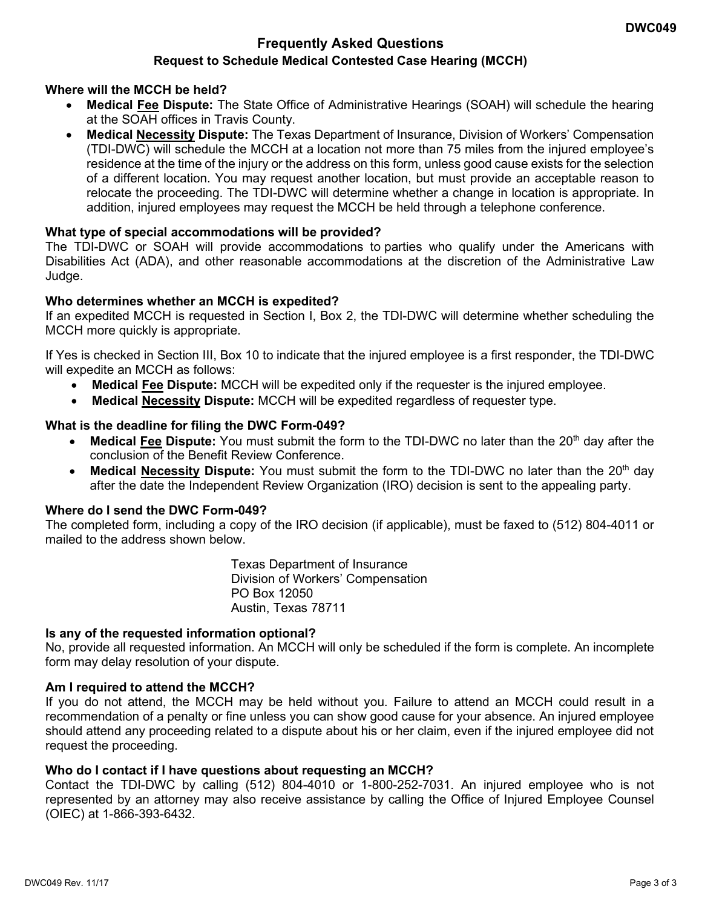# Frequently Asked Questions

## Request to Schedule Medical Contested Case Hearing (MCCH)

### Where will the MCCH be held?

- **Medical Fee Dispute:** The State Office of Administrative Hearings (SOAH) will schedule the hearing at the SOAH offices in Travis County.
- **Medical Necessity Dispute:** The Texas Department of Insurance, Division of Workers' Compensation (TDI-DWC) will schedule the MCCH at a location not more than 75 miles from the injured employee's residence at the time of the injury or the address on this form, unless good cause exists for the selection of a different location. You may request another location, but must provide an acceptable reason to relocate the proceeding. The TDI-DWC will determine whether a change in location is appropriate. In addition, injured employees may request the MCCH be held through a telephone conference.

### What type of special accommodations will be provided?

The TDI-DWC or SOAH will provide accommodations to parties who qualify under the Americans with Disabilities Act (ADA), and other reasonable accommodations at the discretion of the Administrative Law Judge.

### Who determines whether an MCCH is expedited?

If an expedited MCCH is requested in Section I, Box 2, the TDI-DWC will determine whether scheduling the MCCH more quickly is appropriate.

If Yes is checked in Section III, Box 10 to indicate that the injured employee is a first responder, the TDI-DWC will expedite an MCCH as follows:

- **Medical Fee Dispute:** MCCH will be expedited only if the requester is the injured employee.
- **Medical Necessity Dispute:** MCCH will be expedited regardless of requester type.

### What is the deadline for filing the DWC Form-049?

- **Medical Fee Dispute:** You must submit the form to the TDI-DWC no later than the 20th day after the conclusion of the Benefit Review Conference.
- **Medical Necessity Dispute:** You must submit the form to the TDI-DWC no later than the 20th day after the date the Independent Review Organization (IRO) decision is sent to the appealing party.

### Where do I send the DWC Form-049?

The completed form, including a copy of the IRO decision (if applicable), must be faxed to (512) 804-4011 or mailed to the address shown below.

Texas Department of Insurance
Division of Workers' Compensation
PO Box 12050
Austin, Texas 78711

### Is any of the requested information optional?

No, provide all requested information. An MCCH will only be scheduled if the form is complete. An incomplete form may delay resolution of your dispute.

### Am I required to attend the MCCH?

If you do not attend, the MCCH may be held without you. Failure to attend an MCCH could result in a recommendation of a penalty or fine unless you can show good cause for your absence. An injured employee should attend any proceeding related to a dispute about his or her claim, even if the injured employee did not request the proceeding.

### Who do I contact if I have questions about requesting an MCCH?

Contact the TDI-DWC by calling (512) 804-4010 or 1-800-252-7031. An injured employee who is not represented by an attorney may also receive assistance by calling the Office of Injured Employee Counsel (OIEC) at 1-866-393-6432.